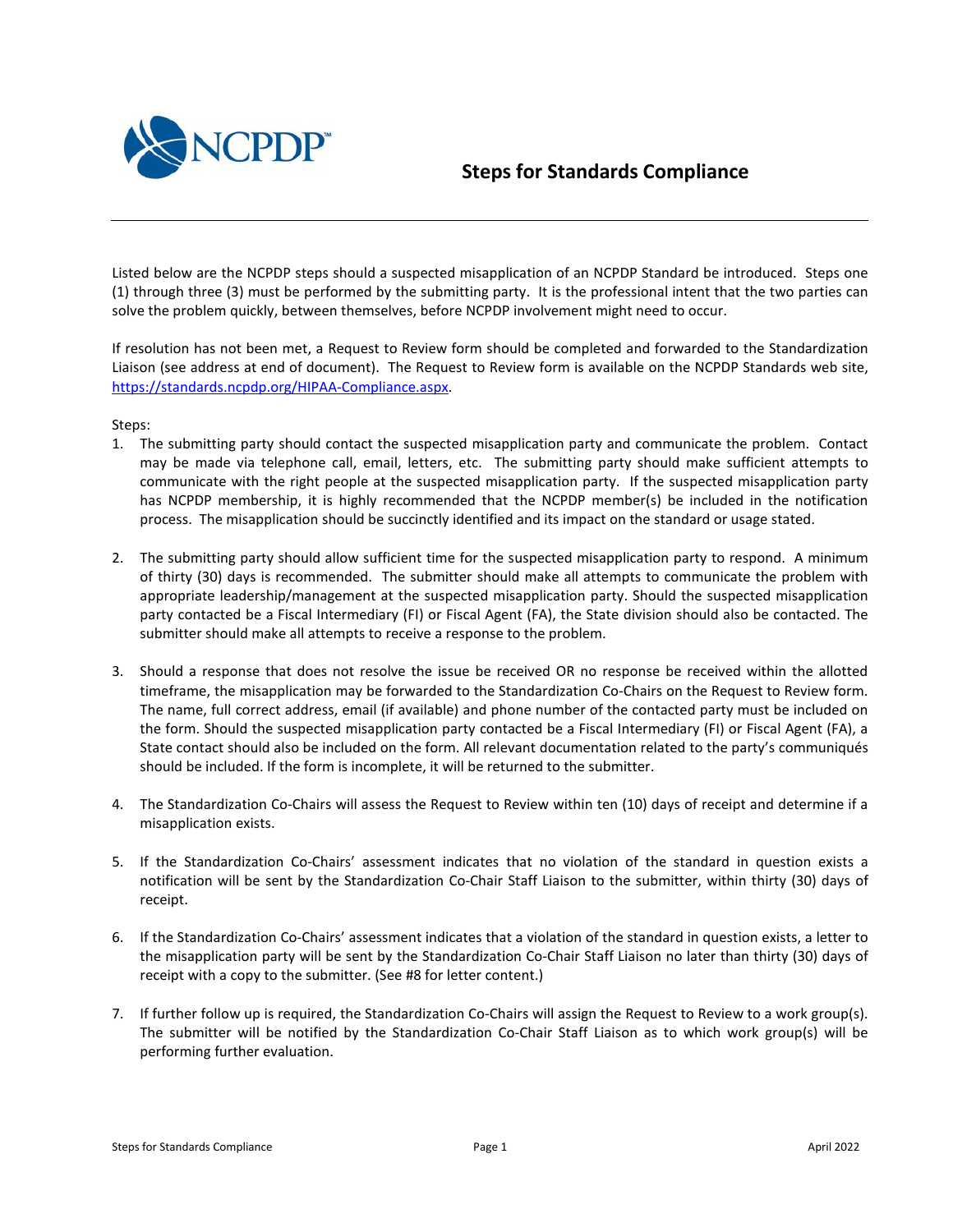NCPDP

# Steps for Standards Compliance

Listed below are the NCPDP steps should a suspected misapplication of an NCPDP Standard be introduced. Steps one (1) through three (3) must be performed by the submitting party. It is the professional intent that the two parties can solve the problem quickly, between themselves, before NCPDP involvement might need to occur.

If resolution has not been met, a Request to Review form should be completed and forwarded to the Standardization Liaison (see address at end of document). The Request to Review form is available on the NCPDP Standards web site, https://standards.ncpdp.org/HIPAA-Compliance.aspx.

Steps:

1. The submitting party should contact the suspected misapplication party and communicate the problem. Contact may be made via telephone call, email, letters, etc. The submitting party should make sufficient attempts to communicate with the right people at the suspected misapplication party. If the suspected misapplication party has NCPDP membership, it is highly recommended that the NCPDP member(s) be included in the notification process. The misapplication should be succinctly identified and its impact on the standard or usage stated.

2. The submitting party should allow sufficient time for the suspected misapplication party to respond. A minimum of thirty (30) days is recommended. The submitter should make all attempts to communicate the problem with appropriate leadership/management at the suspected misapplication party. Should the suspected misapplication party contacted be a Fiscal Intermediary (FI) or Fiscal Agent (FA), the State division should also be contacted. The submitter should make all attempts to receive a response to the problem.

3. Should a response that does not resolve the issue be received OR no response be received within the allotted timeframe, the misapplication may be forwarded to the Standardization Co-Chairs on the Request to Review form. The name, full correct address, email (if available) and phone number of the contacted party must be included on the form. Should the suspected misapplication party contacted be a Fiscal Intermediary (FI) or Fiscal Agent (FA), a State contact should also be included on the form. All relevant documentation related to the party's communiqués should be included. If the form is incomplete, it will be returned to the submitter.

4. The Standardization Co-Chairs will assess the Request to Review within ten (10) days of receipt and determine if a misapplication exists.

5. If the Standardization Co-Chairs' assessment indicates that no violation of the standard in question exists a notification will be sent by the Standardization Co-Chair Staff Liaison to the submitter, within thirty (30) days of receipt.

6. If the Standardization Co-Chairs' assessment indicates that a violation of the standard in question exists, a letter to the misapplication party will be sent by the Standardization Co-Chair Staff Liaison no later than thirty (30) days of receipt with a copy to the submitter. (See #8 for letter content.)

7. If further follow up is required, the Standardization Co-Chairs will assign the Request to Review to a work group(s). The submitter will be notified by the Standardization Co-Chair Staff Liaison as to which work group(s) will be performing further evaluation.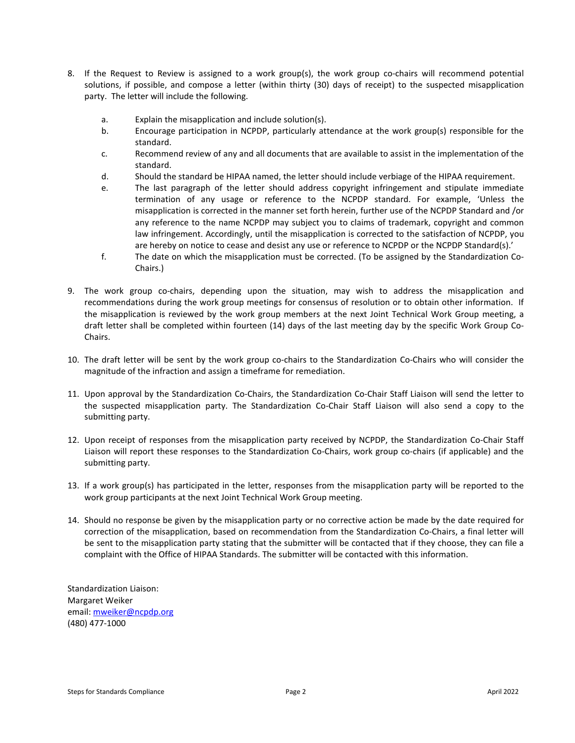8. If the Request to Review is assigned to a work group(s), the work group co-chairs will recommend potential solutions, if possible, and compose a letter (within thirty (30) days of receipt) to the suspected misapplication party. The letter will include the following.

    a. Explain the misapplication and include solution(s).
    b. Encourage participation in NCPDP, particularly attendance at the work group(s) responsible for the standard.
    c. Recommend review of any and all documents that are available to assist in the implementation of the standard.
    d. Should the standard be HIPAA named, the letter should include verbiage of the HIPAA requirement.
    e. The last paragraph of the letter should address copyright infringement and stipulate immediate termination of any usage or reference to the NCPDP standard. For example, 'Unless the misapplication is corrected in the manner set forth herein, further use of the NCPDP Standard and /or any reference to the name NCPDP may subject you to claims of trademark, copyright and common law infringement. Accordingly, until the misapplication is corrected to the satisfaction of NCPDP, you are hereby on notice to cease and desist any use or reference to NCPDP or the NCPDP Standard(s).'
    f. The date on which the misapplication must be corrected. (To be assigned by the Standardization Co-Chairs.)

9. The work group co-chairs, depending upon the situation, may wish to address the misapplication and recommendations during the work group meetings for consensus of resolution or to obtain other information. If the misapplication is reviewed by the work group members at the next Joint Technical Work Group meeting, a draft letter shall be completed within fourteen (14) days of the last meeting day by the specific Work Group Co-Chairs.

10. The draft letter will be sent by the work group co-chairs to the Standardization Co-Chairs who will consider the magnitude of the infraction and assign a timeframe for remediation.

11. Upon approval by the Standardization Co-Chairs, the Standardization Co-Chair Staff Liaison will send the letter to the suspected misapplication party. The Standardization Co-Chair Staff Liaison will also send a copy to the submitting party.

12. Upon receipt of responses from the misapplication party received by NCPDP, the Standardization Co-Chair Staff Liaison will report these responses to the Standardization Co-Chairs, work group co-chairs (if applicable) and the submitting party.

13. If a work group(s) has participated in the letter, responses from the misapplication party will be reported to the work group participants at the next Joint Technical Work Group meeting.

14. Should no response be given by the misapplication party or no corrective action be made by the date required for correction of the misapplication, based on recommendation from the Standardization Co-Chairs, a final letter will be sent to the misapplication party stating that the submitter will be contacted that if they choose, they can file a complaint with the Office of HIPAA Standards. The submitter will be contacted with this information.

Standardization Liaison:
Margaret Weiker
email: mweiker@ncpdp.org
(480) 477-1000